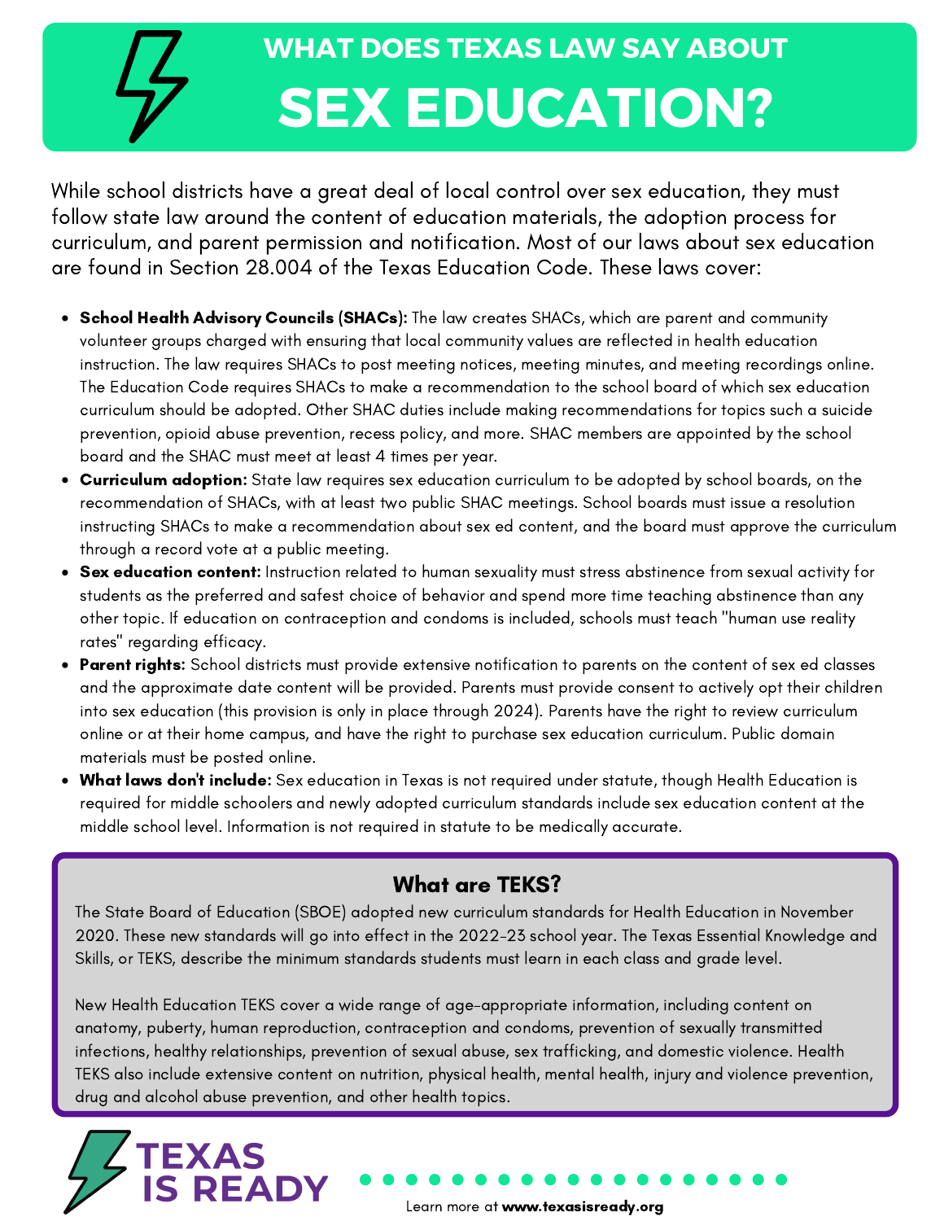# WHAT DOES TEXAS LAW SAY ABOUT SEX EDUCATION?

While school districts have a great deal of local control over sex education, they must follow state law around the content of education materials, the adoption process for curriculum, and parent permission and notification. Most of our laws about sex education are found in Section 28.004 of the Texas Education Code. These laws cover:

- **School Health Advisory Councils (SHACs):** The law creates SHACs, which are parent and community volunteer groups charged with ensuring that local community values are reflected in health education instruction. The law requires SHACs to post meeting notices, meeting minutes, and meeting recordings online. The Education Code requires SHACs to make a recommendation to the school board of which sex education curriculum should be adopted. Other SHAC duties include making recommendations for topics such a suicide prevention, opioid abuse prevention, recess policy, and more. SHAC members are appointed by the school board and the SHAC must meet at least 4 times per year.
- **Curriculum adoption:** State law requires sex education curriculum to be adopted by school boards, on the recommendation of SHACs, with at least two public SHAC meetings. School boards must issue a resolution instructing SHACs to make a recommendation about sex ed content, and the board must approve the curriculum through a record vote at a public meeting.
- **Sex education content:** Instruction related to human sexuality must stress abstinence from sexual activity for students as the preferred and safest choice of behavior and spend more time teaching abstinence than any other topic. If education on contraception and condoms is included, schools must teach "human use reality rates" regarding efficacy.
- **Parent rights:** School districts must provide extensive notification to parents on the content of sex ed classes and the approximate date content will be provided. Parents must provide consent to actively opt their children into sex education (this provision is only in place through 2024). Parents have the right to review curriculum online or at their home campus, and have the right to purchase sex education curriculum. Public domain materials must be posted online.
- **What laws don't include:** Sex education in Texas is not required under statute, though Health Education is required for middle schoolers and newly adopted curriculum standards include sex education content at the middle school level. Information is not required in statute to be medically accurate.

## What are TEKS?

The State Board of Education (SBOE) adopted new curriculum standards for Health Education in November 2020. These new standards will go into effect in the 2022-23 school year. The Texas Essential Knowledge and Skills, or TEKS, describe the minimum standards students must learn in each class and grade level.

New Health Education TEKS cover a wide range of age-appropriate information, including content on anatomy, puberty, human reproduction, contraception and condoms, prevention of sexually transmitted infections, healthy relationships, prevention of sexual abuse, sex trafficking, and domestic violence. Health TEKS also include extensive content on nutrition, physical health, mental health, injury and violence prevention, drug and alcohol abuse prevention, and other health topics.

TEXAS IS READY

Learn more at **www.texasisready.org**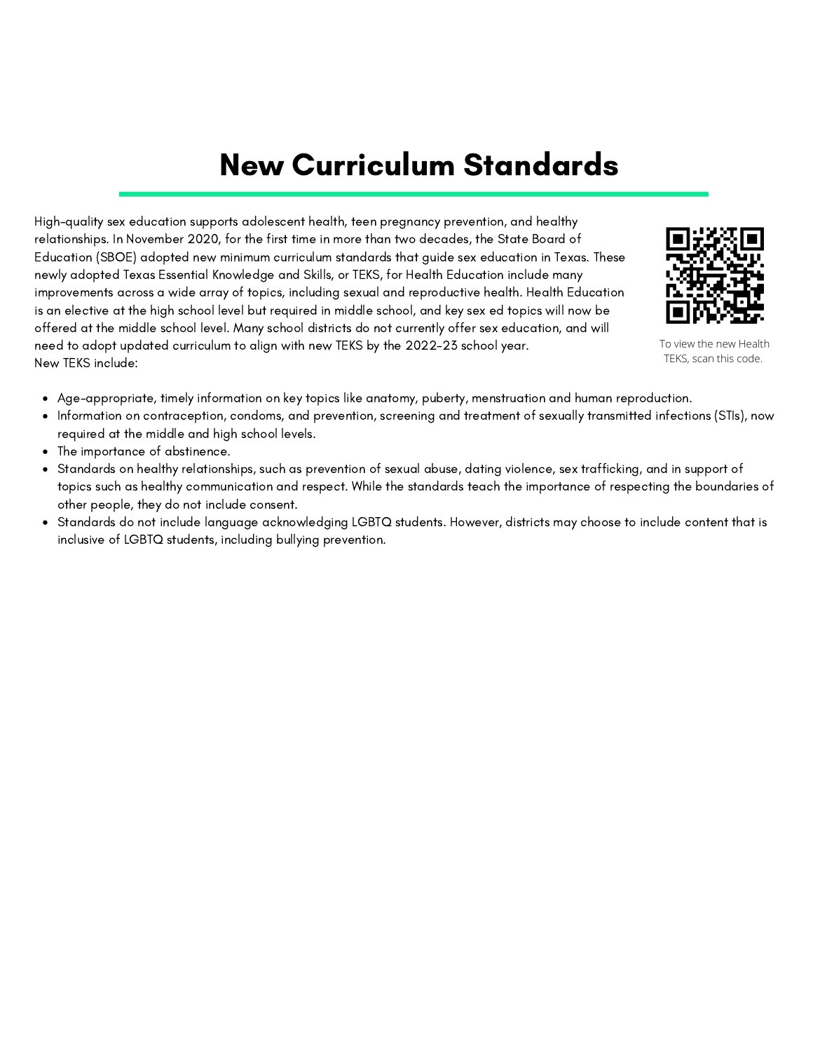# New Curriculum Standards

High-quality sex education supports adolescent health, teen pregnancy prevention, and healthy relationships. In November 2020, for the first time in more than two decades, the State Board of Education (SBOE) adopted new minimum curriculum standards that guide sex education in Texas. These newly adopted Texas Essential Knowledge and Skills, or TEKS, for Health Education include many improvements across a wide array of topics, including sexual and reproductive health. Health Education is an elective at the high school level but required in middle school, and key sex ed topics will now be offered at the middle school level. Many school districts do not currently offer sex education, and will need to adopt updated curriculum to align with new TEKS by the 2022-23 school year.

New TEKS include:

To view the new Health TEKS, scan this code.

- Age-appropriate, timely information on key topics like anatomy, puberty, menstruation and human reproduction.
- Information on contraception, condoms, and prevention, screening and treatment of sexually transmitted infections (STIs), now required at the middle and high school levels.
- The importance of abstinence.
- Standards on healthy relationships, such as prevention of sexual abuse, dating violence, sex trafficking, and in support of topics such as healthy communication and respect. While the standards teach the importance of respecting the boundaries of other people, they do not include consent.
- Standards do not include language acknowledging LGBTQ students. However, districts may choose to include content that is inclusive of LGBTQ students, including bullying prevention.